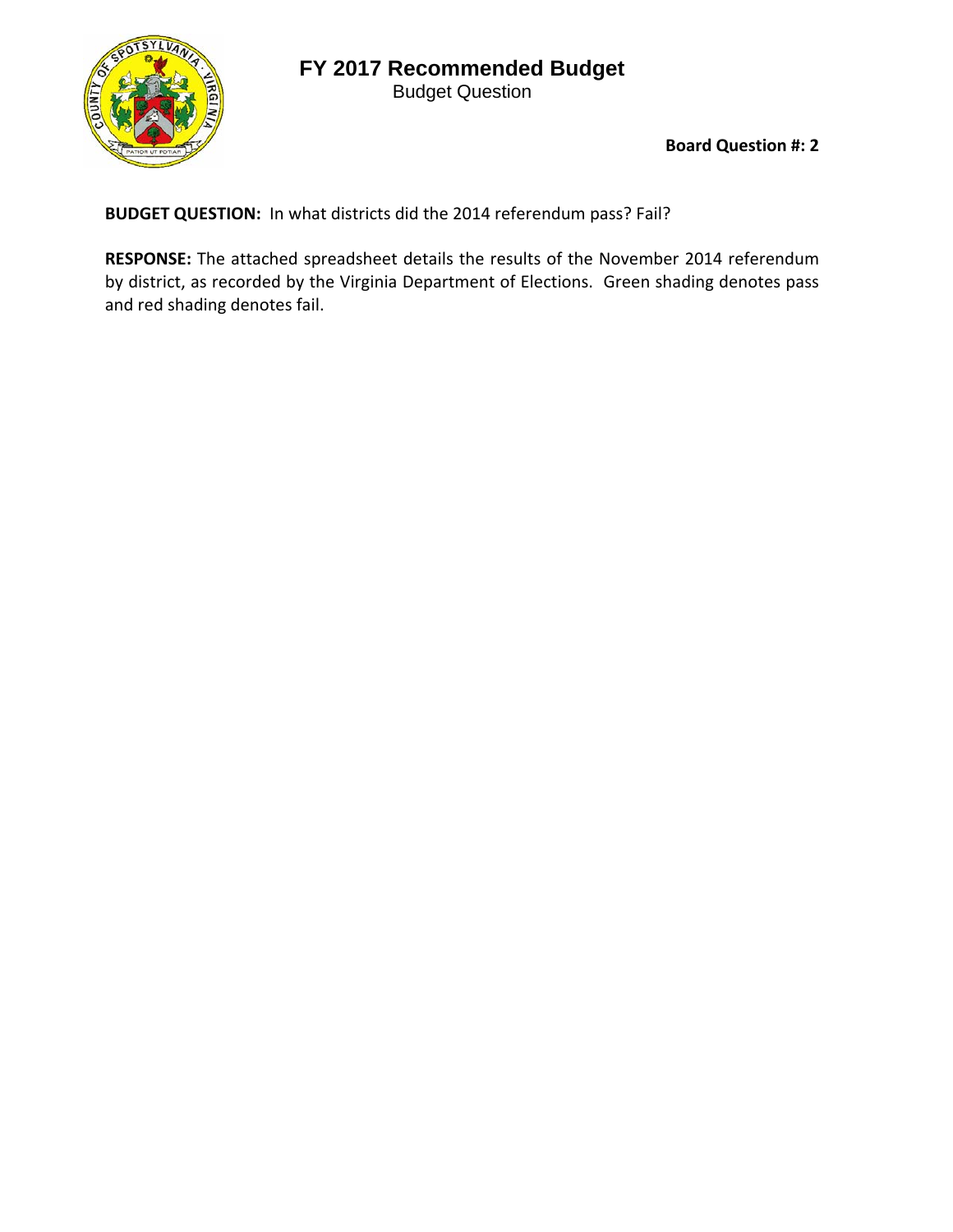# FY 2017 Recommended Budget

Budget Question

**Board Question #: 2**

**BUDGET QUESTION:** In what districts did the 2014 referendum pass? Fail?

**RESPONSE:** The attached spreadsheet details the results of the November 2014 referendum by district, as recorded by the Virginia Department of Elections. Green shading denotes pass and red shading denotes fail.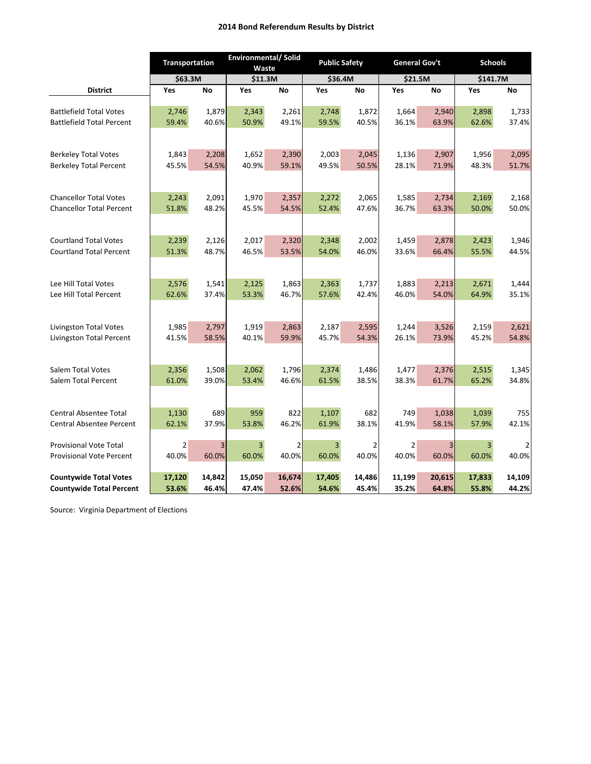## 2014 Bond Referendum Results by District

| | Transportation | | Environmental/ Solid Waste | | Public Safety | | General Gov't | | Schools | |
|---|---|---|---|---|---|---|---|---|---|---|
| | $63.3M | | $11.3M | | $36.4M | | $21.5M | | $141.7M | |
| **District** | **Yes** | **No** | **Yes** | **No** | **Yes** | **No** | **Yes** | **No** | **Yes** | **No** |
| Battlefield Total Votes | 2,746 | 1,879 | 2,343 | 2,261 | 2,748 | 1,872 | 1,664 | 2,940 | 2,898 | 1,733 |
| Battlefield Total Percent | 59.4% | 40.6% | 50.9% | 49.1% | 59.5% | 40.5% | 36.1% | 63.9% | 62.6% | 37.4% |
| Berkeley Total Votes | 1,843 | 2,208 | 1,652 | 2,390 | 2,003 | 2,045 | 1,136 | 2,907 | 1,956 | 2,095 |
| Berkeley Total Percent | 45.5% | 54.5% | 40.9% | 59.1% | 49.5% | 50.5% | 28.1% | 71.9% | 48.3% | 51.7% |
| Chancellor Total Votes | 2,243 | 2,091 | 1,970 | 2,357 | 2,272 | 2,065 | 1,585 | 2,734 | 2,169 | 2,168 |
| Chancellor Total Percent | 51.8% | 48.2% | 45.5% | 54.5% | 52.4% | 47.6% | 36.7% | 63.3% | 50.0% | 50.0% |
| Courtland Total Votes | 2,239 | 2,126 | 2,017 | 2,320 | 2,348 | 2,002 | 1,459 | 2,878 | 2,423 | 1,946 |
| Courtland Total Percent | 51.3% | 48.7% | 46.5% | 53.5% | 54.0% | 46.0% | 33.6% | 66.4% | 55.5% | 44.5% |
| Lee Hill Total Votes | 2,576 | 1,541 | 2,125 | 1,863 | 2,363 | 1,737 | 1,883 | 2,213 | 2,671 | 1,444 |
| Lee Hill Total Percent | 62.6% | 37.4% | 53.3% | 46.7% | 57.6% | 42.4% | 46.0% | 54.0% | 64.9% | 35.1% |
| Livingston Total Votes | 1,985 | 2,797 | 1,919 | 2,863 | 2,187 | 2,595 | 1,244 | 3,526 | 2,159 | 2,621 |
| Livingston Total Percent | 41.5% | 58.5% | 40.1% | 59.9% | 45.7% | 54.3% | 26.1% | 73.9% | 45.2% | 54.8% |
| Salem Total Votes | 2,356 | 1,508 | 2,062 | 1,796 | 2,374 | 1,486 | 1,477 | 2,376 | 2,515 | 1,345 |
| Salem Total Percent | 61.0% | 39.0% | 53.4% | 46.6% | 61.5% | 38.5% | 38.3% | 61.7% | 65.2% | 34.8% |
| Central Absentee Total | 1,130 | 689 | 959 | 822 | 1,107 | 682 | 749 | 1,038 | 1,039 | 755 |
| Central Absentee Percent | 62.1% | 37.9% | 53.8% | 46.2% | 61.9% | 38.1% | 41.9% | 58.1% | 57.9% | 42.1% |
| Provisional Vote Total | 2 | 3 | 3 | 2 | 3 | 2 | 2 | 3 | 3 | 2 |
| Provisional Vote Percent | 40.0% | 60.0% | 60.0% | 40.0% | 60.0% | 40.0% | 40.0% | 60.0% | 60.0% | 40.0% |
| **Countywide Total Votes** | **17,120** | **14,842** | **15,050** | **16,674** | **17,405** | **14,486** | **11,199** | **20,615** | **17,833** | **14,109** |
| **Countywide Total Percent** | **53.6%** | **46.4%** | **47.4%** | **52.6%** | **54.6%** | **45.4%** | **35.2%** | **64.8%** | **55.8%** | **44.2%** |

Source: Virginia Department of Elections